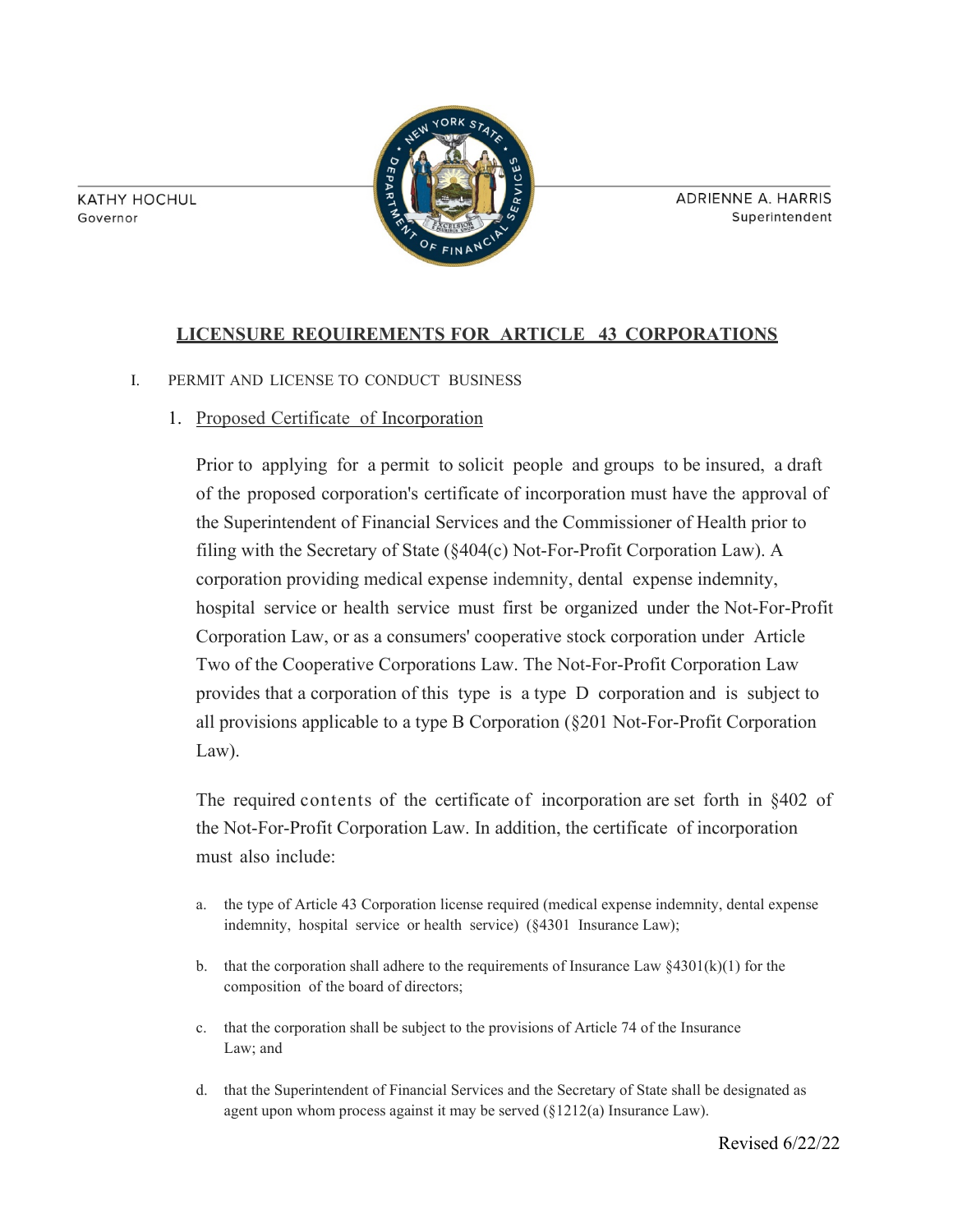KATHY HOCHUL
Governor

ADRIENNE A. HARRIS
Superintendent

# LICENSURE REQUIREMENTS FOR ARTICLE 43 CORPORATIONS

I. PERMIT AND LICENSE TO CONDUCT BUSINESS

1. Proposed Certificate of Incorporation

Prior to applying for a permit to solicit people and groups to be insured, a draft of the proposed corporation's certificate of incorporation must have the approval of the Superintendent of Financial Services and the Commissioner of Health prior to filing with the Secretary of State (§404(c) Not-For-Profit Corporation Law). A corporation providing medical expense indemnity, dental expense indemnity, hospital service or health service must first be organized under the Not-For-Profit Corporation Law, or as a consumers' cooperative stock corporation under Article Two of the Cooperative Corporations Law. The Not-For-Profit Corporation Law provides that a corporation of this type is a type D corporation and is subject to all provisions applicable to a type B Corporation (§201 Not-For-Profit Corporation Law).

The required contents of the certificate of incorporation are set forth in §402 of the Not-For-Profit Corporation Law. In addition, the certificate of incorporation must also include:

a. the type of Article 43 Corporation license required (medical expense indemnity, dental expense indemnity, hospital service or health service) (§4301 Insurance Law);

b. that the corporation shall adhere to the requirements of Insurance Law §4301(k)(1) for the composition of the board of directors;

c. that the corporation shall be subject to the provisions of Article 74 of the Insurance Law; and

d. that the Superintendent of Financial Services and the Secretary of State shall be designated as agent upon whom process against it may be served (§1212(a) Insurance Law).

Revised 6/22/22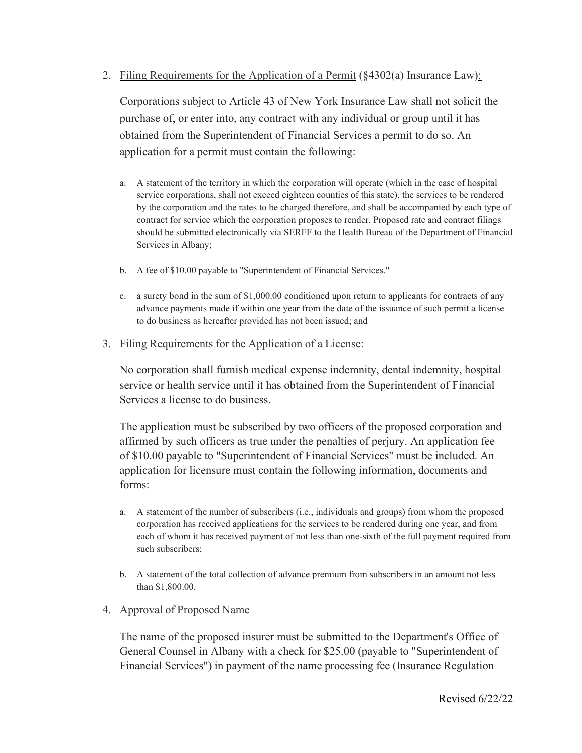2. Filing Requirements for the Application of a Permit (§4302(a) Insurance Law):

   Corporations subject to Article 43 of New York Insurance Law shall not solicit the purchase of, or enter into, any contract with any individual or group until it has obtained from the Superintendent of Financial Services a permit to do so. An application for a permit must contain the following:

   a. A statement of the territory in which the corporation will operate (which in the case of hospital service corporations, shall not exceed eighteen counties of this state), the services to be rendered by the corporation and the rates to be charged therefore, and shall be accompanied by each type of contract for service which the corporation proposes to render. Proposed rate and contract filings should be submitted electronically via SERFF to the Health Bureau of the Department of Financial Services in Albany;

   b. A fee of $10.00 payable to "Superintendent of Financial Services."

   c. a surety bond in the sum of $1,000.00 conditioned upon return to applicants for contracts of any advance payments made if within one year from the date of the issuance of such permit a license to do business as hereafter provided has not been issued; and

3. Filing Requirements for the Application of a License:

   No corporation shall furnish medical expense indemnity, dental indemnity, hospital service or health service until it has obtained from the Superintendent of Financial Services a license to do business.

   The application must be subscribed by two officers of the proposed corporation and affirmed by such officers as true under the penalties of perjury. An application fee of $10.00 payable to "Superintendent of Financial Services" must be included. An application for licensure must contain the following information, documents and forms:

   a. A statement of the number of subscribers (i.e., individuals and groups) from whom the proposed corporation has received applications for the services to be rendered during one year, and from each of whom it has received payment of not less than one-sixth of the full payment required from such subscribers;

   b. A statement of the total collection of advance premium from subscribers in an amount not less than $1,800.00.

4. Approval of Proposed Name

   The name of the proposed insurer must be submitted to the Department's Office of General Counsel in Albany with a check for $25.00 (payable to "Superintendent of Financial Services") in payment of the name processing fee (Insurance Regulation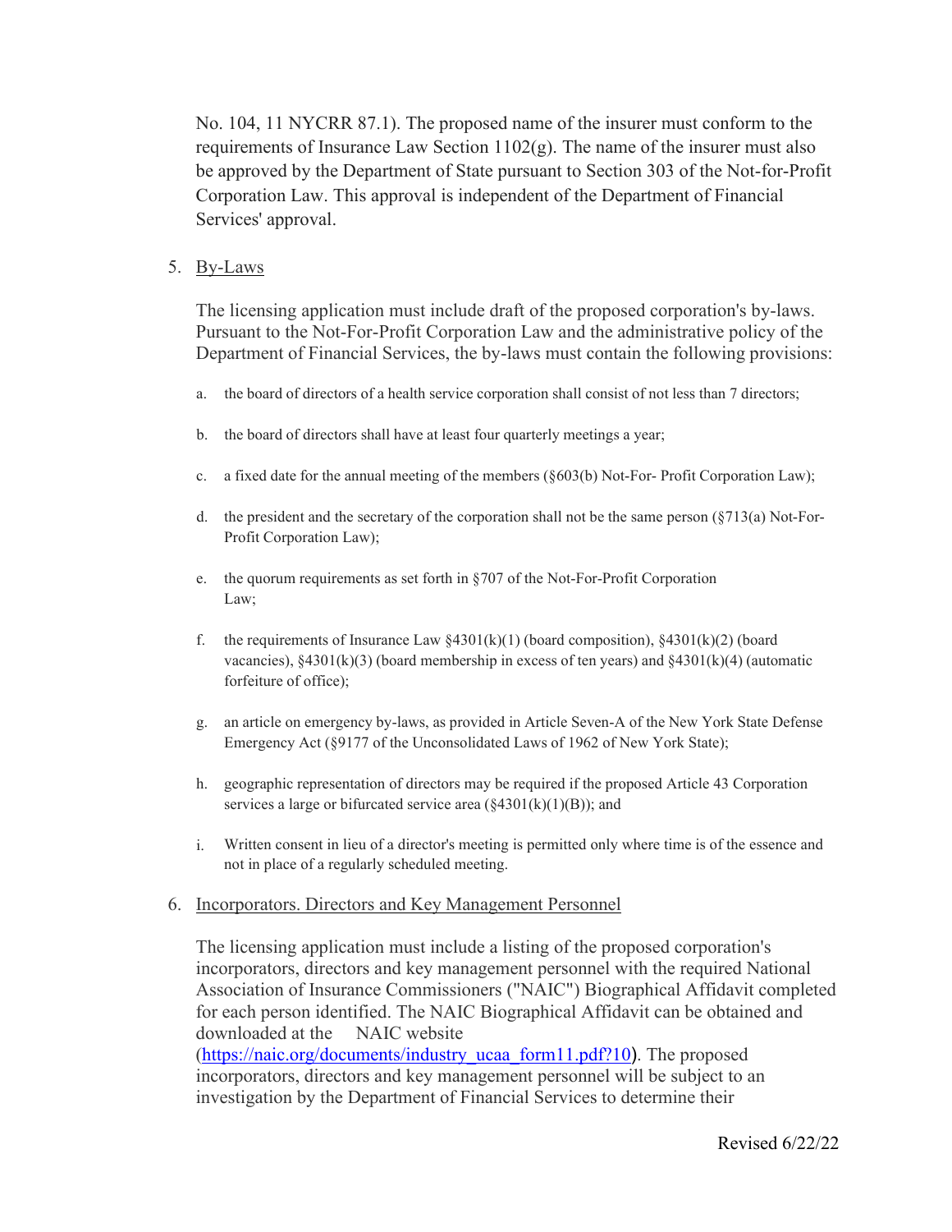No. 104, 11 NYCRR 87.1). The proposed name of the insurer must conform to the requirements of Insurance Law Section 1102(g). The name of the insurer must also be approved by the Department of State pursuant to Section 303 of the Not-for-Profit Corporation Law. This approval is independent of the Department of Financial Services' approval.

5. By-Laws

   The licensing application must include draft of the proposed corporation's by-laws. Pursuant to the Not-For-Profit Corporation Law and the administrative policy of the Department of Financial Services, the by-laws must contain the following provisions:

   a. the board of directors of a health service corporation shall consist of not less than 7 directors;

   b. the board of directors shall have at least four quarterly meetings a year;

   c. a fixed date for the annual meeting of the members (§603(b) Not-For- Profit Corporation Law);

   d. the president and the secretary of the corporation shall not be the same person (§713(a) Not-For-Profit Corporation Law);

   e. the quorum requirements as set forth in §707 of the Not-For-Profit Corporation Law;

   f. the requirements of Insurance Law §4301(k)(1) (board composition), §4301(k)(2) (board vacancies), §4301(k)(3) (board membership in excess of ten years) and §4301(k)(4) (automatic forfeiture of office);

   g. an article on emergency by-laws, as provided in Article Seven-A of the New York State Defense Emergency Act (§9177 of the Unconsolidated Laws of 1962 of New York State);

   h. geographic representation of directors may be required if the proposed Article 43 Corporation services a large or bifurcated service area (§4301(k)(1)(B)); and

   i. Written consent in lieu of a director's meeting is permitted only where time is of the essence and not in place of a regularly scheduled meeting.

6. Incorporators. Directors and Key Management Personnel

   The licensing application must include a listing of the proposed corporation's incorporators, directors and key management personnel with the required National Association of Insurance Commissioners ("NAIC") Biographical Affidavit completed for each person identified. The NAIC Biographical Affidavit can be obtained and downloaded at the NAIC website (https://naic.org/documents/industry_ucaa_form11.pdf?10). The proposed incorporators, directors and key management personnel will be subject to an investigation by the Department of Financial Services to determine their

Revised 6/22/22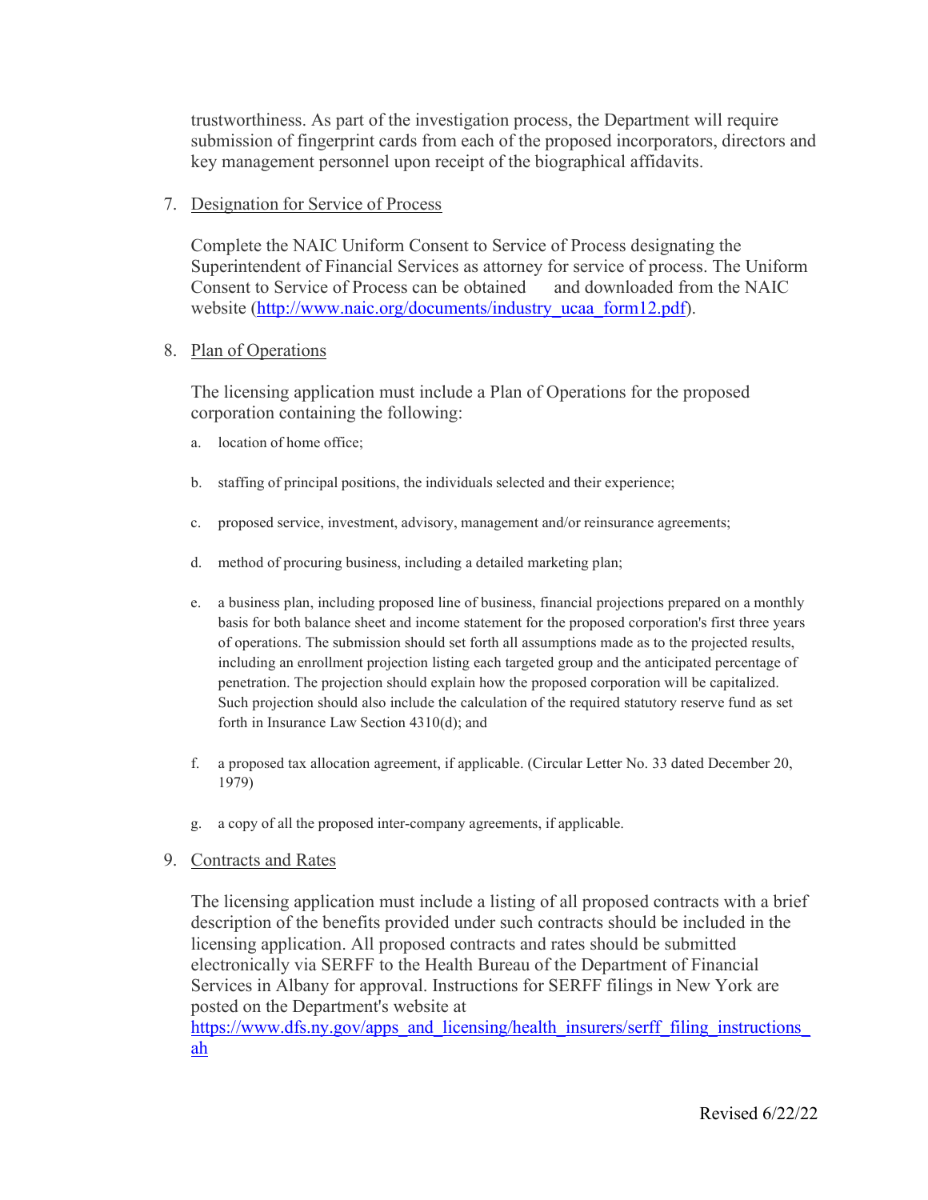trustworthiness. As part of the investigation process, the Department will require submission of fingerprint cards from each of the proposed incorporators, directors and key management personnel upon receipt of the biographical affidavits.

7. <u>Designation for Service of Process</u>

   Complete the NAIC Uniform Consent to Service of Process designating the Superintendent of Financial Services as attorney for service of process. The Uniform Consent to Service of Process can be obtained and downloaded from the NAIC website ([http://www.naic.org/documents/industry_ucaa_form12.pdf](http://www.naic.org/documents/industry_ucaa_form12.pdf)).

8. <u>Plan of Operations</u>

   The licensing application must include a Plan of Operations for the proposed corporation containing the following:

   a. location of home office;

   b. staffing of principal positions, the individuals selected and their experience;

   c. proposed service, investment, advisory, management and/or reinsurance agreements;

   d. method of procuring business, including a detailed marketing plan;

   e. a business plan, including proposed line of business, financial projections prepared on a monthly basis for both balance sheet and income statement for the proposed corporation's first three years of operations. The submission should set forth all assumptions made as to the projected results, including an enrollment projection listing each targeted group and the anticipated percentage of penetration. The projection should explain how the proposed corporation will be capitalized. Such projection should also include the calculation of the required statutory reserve fund as set forth in Insurance Law Section 4310(d); and

   f. a proposed tax allocation agreement, if applicable. (Circular Letter No. 33 dated December 20, 1979)

   g. a copy of all the proposed inter-company agreements, if applicable.

9. <u>Contracts and Rates</u>

   The licensing application must include a listing of all proposed contracts with a brief description of the benefits provided under such contracts should be included in the licensing application. All proposed contracts and rates should be submitted electronically via SERFF to the Health Bureau of the Department of Financial Services in Albany for approval. Instructions for SERFF filings in New York are posted on the Department's website at [https://www.dfs.ny.gov/apps_and_licensing/health_insurers/serff_filing_instructions_ah](https://www.dfs.ny.gov/apps_and_licensing/health_insurers/serff_filing_instructions_ah)

Revised 6/22/22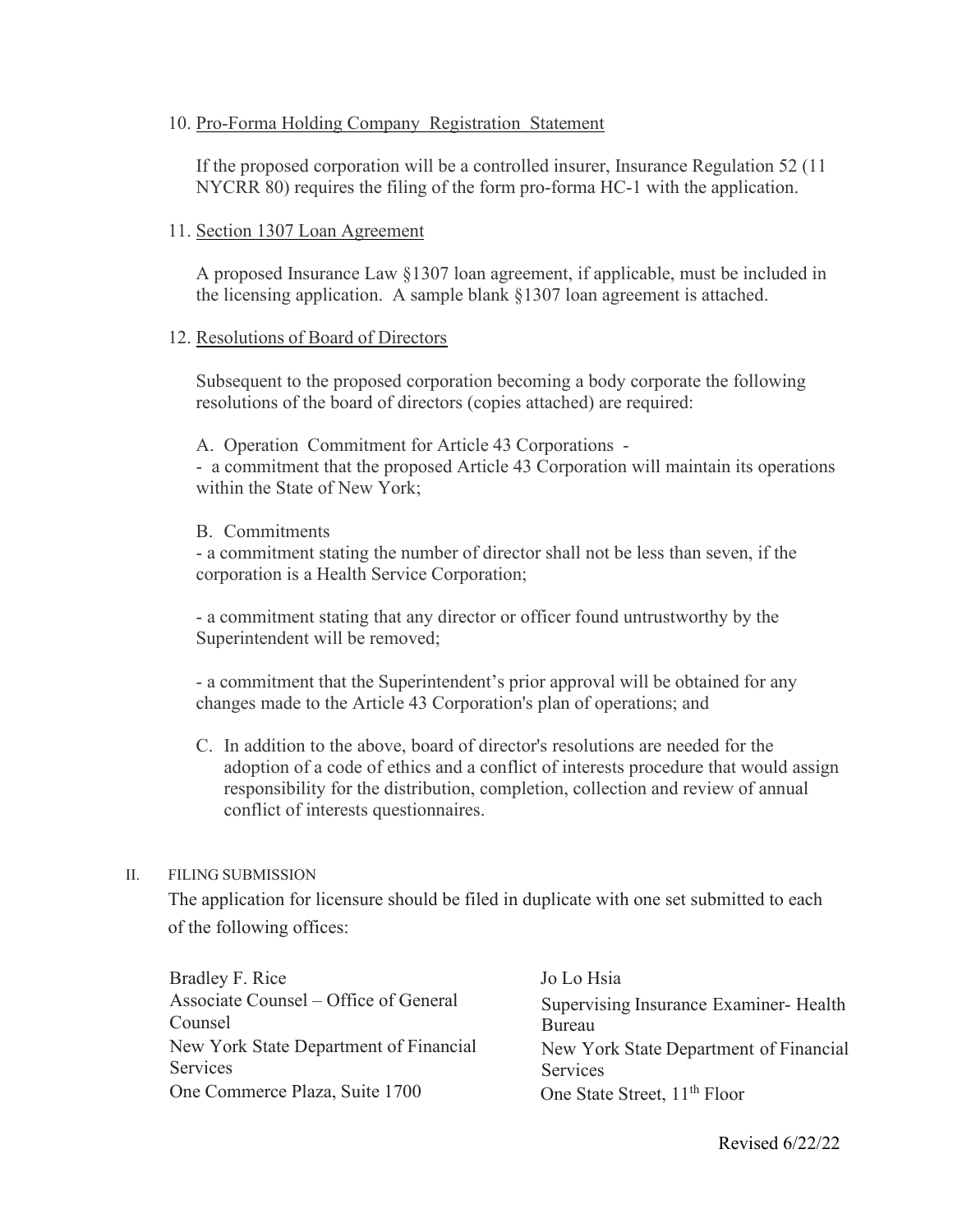10. Pro-Forma Holding Company Registration Statement

    If the proposed corporation will be a controlled insurer, Insurance Regulation 52 (11 NYCRR 80) requires the filing of the form pro-forma HC-1 with the application.

11. Section 1307 Loan Agreement

    A proposed Insurance Law §1307 loan agreement, if applicable, must be included in the licensing application. A sample blank §1307 loan agreement is attached.

12. Resolutions of Board of Directors

    Subsequent to the proposed corporation becoming a body corporate the following resolutions of the board of directors (copies attached) are required:

    A. Operation Commitment for Article 43 Corporations -

    - a commitment that the proposed Article 43 Corporation will maintain its operations within the State of New York;

    B. Commitments

    - a commitment stating the number of director shall not be less than seven, if the corporation is a Health Service Corporation;

    - a commitment stating that any director or officer found untrustworthy by the Superintendent will be removed;

    - a commitment that the Superintendent's prior approval will be obtained for any changes made to the Article 43 Corporation's plan of operations; and

    C. In addition to the above, board of director's resolutions are needed for the adoption of a code of ethics and a conflict of interests procedure that would assign responsibility for the distribution, completion, collection and review of annual conflict of interests questionnaires.

## II. FILING SUBMISSION

The application for licensure should be filed in duplicate with one set submitted to each of the following offices:

Bradley F. Rice
Associate Counsel – Office of General Counsel
New York State Department of Financial Services
One Commerce Plaza, Suite 1700

Jo Lo Hsia
Supervising Insurance Examiner- Health Bureau
New York State Department of Financial Services
One State Street, 11th Floor

Revised 6/22/22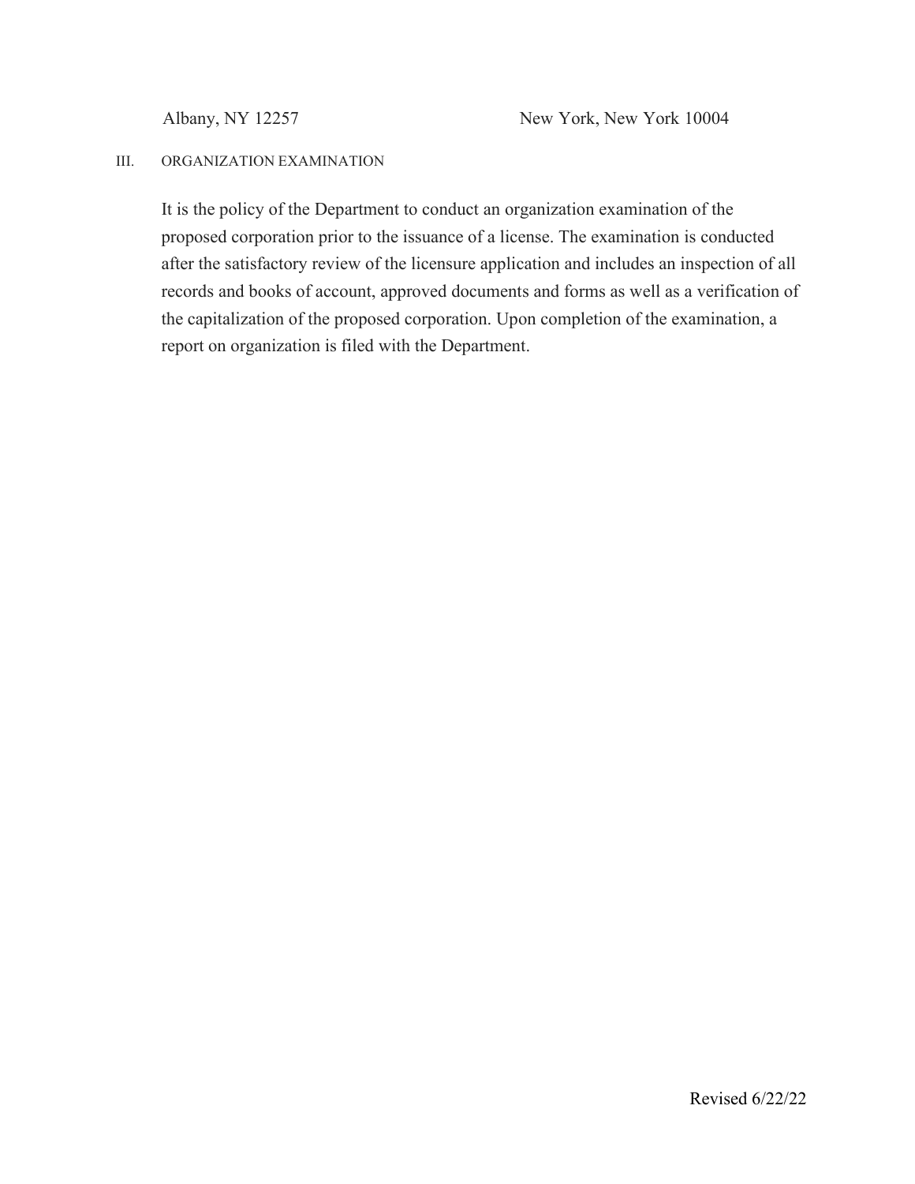Albany, NY 12257 New York, New York 10004

## III. ORGANIZATION EXAMINATION

It is the policy of the Department to conduct an organization examination of the proposed corporation prior to the issuance of a license. The examination is conducted after the satisfactory review of the licensure application and includes an inspection of all records and books of account, approved documents and forms as well as a verification of the capitalization of the proposed corporation. Upon completion of the examination, a report on organization is filed with the Department.

Revised 6/22/22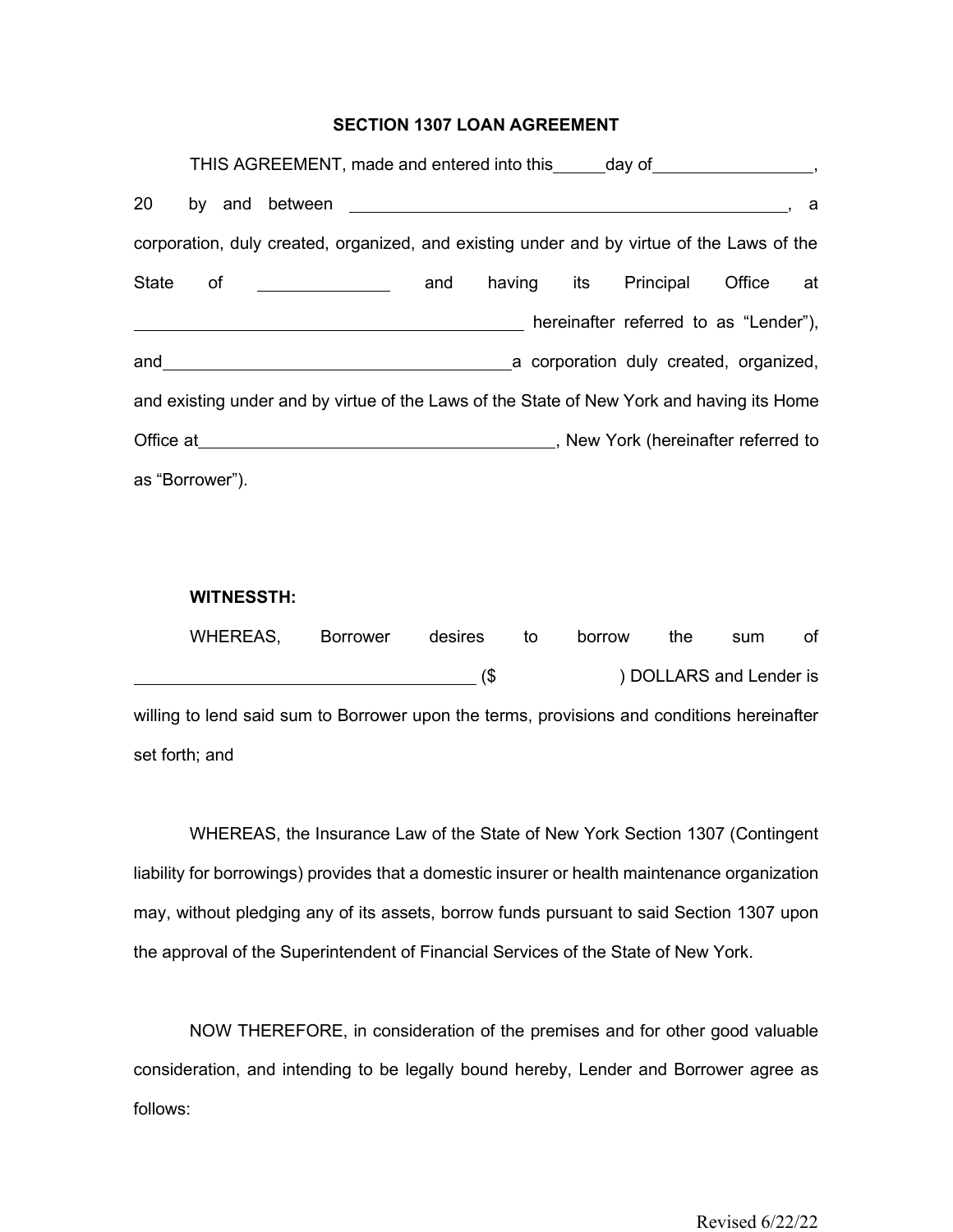# SECTION 1307 LOAN AGREEMENT

THIS AGREEMENT, made and entered into this ______ day of __________________, 20 by and between ________________________________________________, a corporation, duly created, organized, and existing under and by virtue of the Laws of the State of ______________ and having its Principal Office at ____________________________________________ hereinafter referred to as "Lender"), and ________________________________________ a corporation duly created, organized, and existing under and by virtue of the Laws of the State of New York and having its Home Office at ________________________________________, New York (hereinafter referred to as "Borrower").

**WITNESSTH:**

WHEREAS, Borrower desires to borrow the sum of ________________________________________ ($ ) DOLLARS and Lender is willing to lend said sum to Borrower upon the terms, provisions and conditions hereinafter set forth; and

WHEREAS, the Insurance Law of the State of New York Section 1307 (Contingent liability for borrowings) provides that a domestic insurer or health maintenance organization may, without pledging any of its assets, borrow funds pursuant to said Section 1307 upon the approval of the Superintendent of Financial Services of the State of New York.

NOW THEREFORE, in consideration of the premises and for other good valuable consideration, and intending to be legally bound hereby, Lender and Borrower agree as follows:

Revised 6/22/22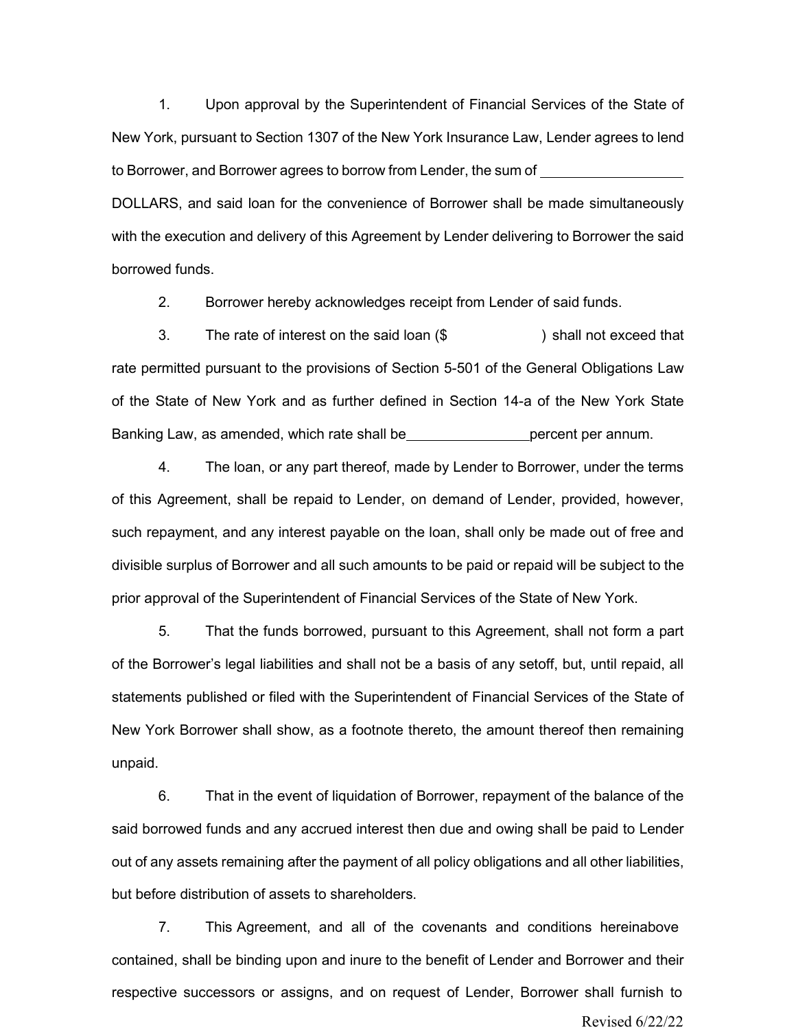1. Upon approval by the Superintendent of Financial Services of the State of New York, pursuant to Section 1307 of the New York Insurance Law, Lender agrees to lend to Borrower, and Borrower agrees to borrow from Lender, the sum of \_\_\_\_\_\_\_\_\_\_\_\_\_\_\_\_\_\_ DOLLARS, and said loan for the convenience of Borrower shall be made simultaneously with the execution and delivery of this Agreement by Lender delivering to Borrower the said borrowed funds.

2. Borrower hereby acknowledges receipt from Lender of said funds.

3. The rate of interest on the said loan ($                    ) shall not exceed that rate permitted pursuant to the provisions of Section 5-501 of the General Obligations Law of the State of New York and as further defined in Section 14-a of the New York State Banking Law, as amended, which rate shall be\_\_\_\_\_\_\_\_\_\_\_\_\_\_\_\_percent per annum.

4. The loan, or any part thereof, made by Lender to Borrower, under the terms of this Agreement, shall be repaid to Lender, on demand of Lender, provided, however, such repayment, and any interest payable on the loan, shall only be made out of free and divisible surplus of Borrower and all such amounts to be paid or repaid will be subject to the prior approval of the Superintendent of Financial Services of the State of New York.

5. That the funds borrowed, pursuant to this Agreement, shall not form a part of the Borrower's legal liabilities and shall not be a basis of any setoff, but, until repaid, all statements published or filed with the Superintendent of Financial Services of the State of New York Borrower shall show, as a footnote thereto, the amount thereof then remaining unpaid.

6. That in the event of liquidation of Borrower, repayment of the balance of the said borrowed funds and any accrued interest then due and owing shall be paid to Lender out of any assets remaining after the payment of all policy obligations and all other liabilities, but before distribution of assets to shareholders.

7. This Agreement, and all of the covenants and conditions hereinabove contained, shall be binding upon and inure to the benefit of Lender and Borrower and their respective successors or assigns, and on request of Lender, Borrower shall furnish to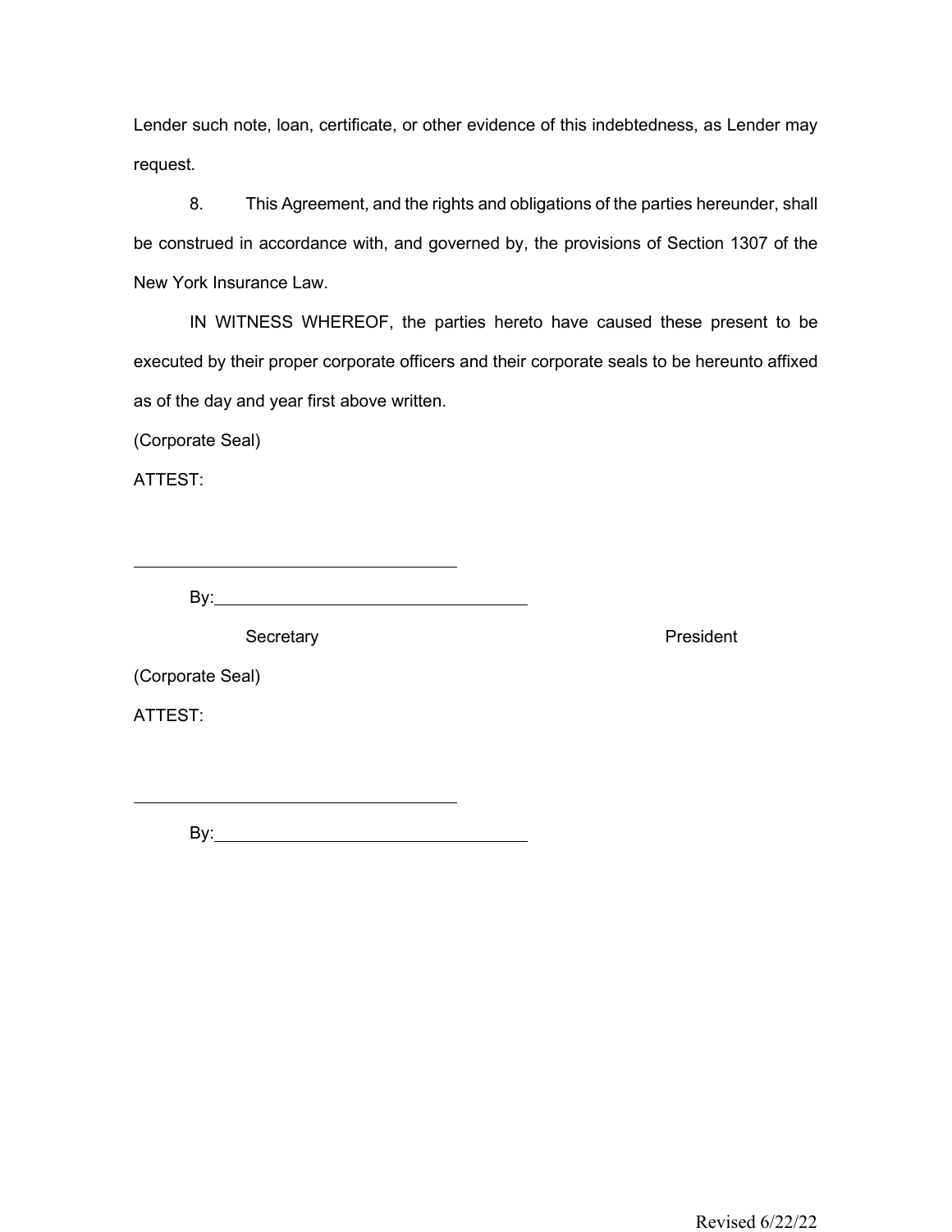Lender such note, loan, certificate, or other evidence of this indebtedness, as Lender may request.

8. This Agreement, and the rights and obligations of the parties hereunder, shall be construed in accordance with, and governed by, the provisions of Section 1307 of the New York Insurance Law.

IN WITNESS WHEREOF, the parties hereto have caused these present to be executed by their proper corporate officers and their corporate seals to be hereunto affixed as of the day and year first above written.

(Corporate Seal)

ATTEST:

\_\_\_\_\_\_\_\_\_\_\_\_\_\_\_\_\_\_\_\_\_\_\_\_\_\_\_\_\_\_\_\_\_\_

By:\_\_\_\_\_\_\_\_\_\_\_\_\_\_\_\_\_\_\_\_\_\_\_\_\_\_\_\_\_\_\_\_\_\_

Secretary                                        President

(Corporate Seal)

ATTEST:

\_\_\_\_\_\_\_\_\_\_\_\_\_\_\_\_\_\_\_\_\_\_\_\_\_\_\_\_\_\_\_\_\_\_

By:\_\_\_\_\_\_\_\_\_\_\_\_\_\_\_\_\_\_\_\_\_\_\_\_\_\_\_\_\_\_\_\_\_\_

Revised 6/22/22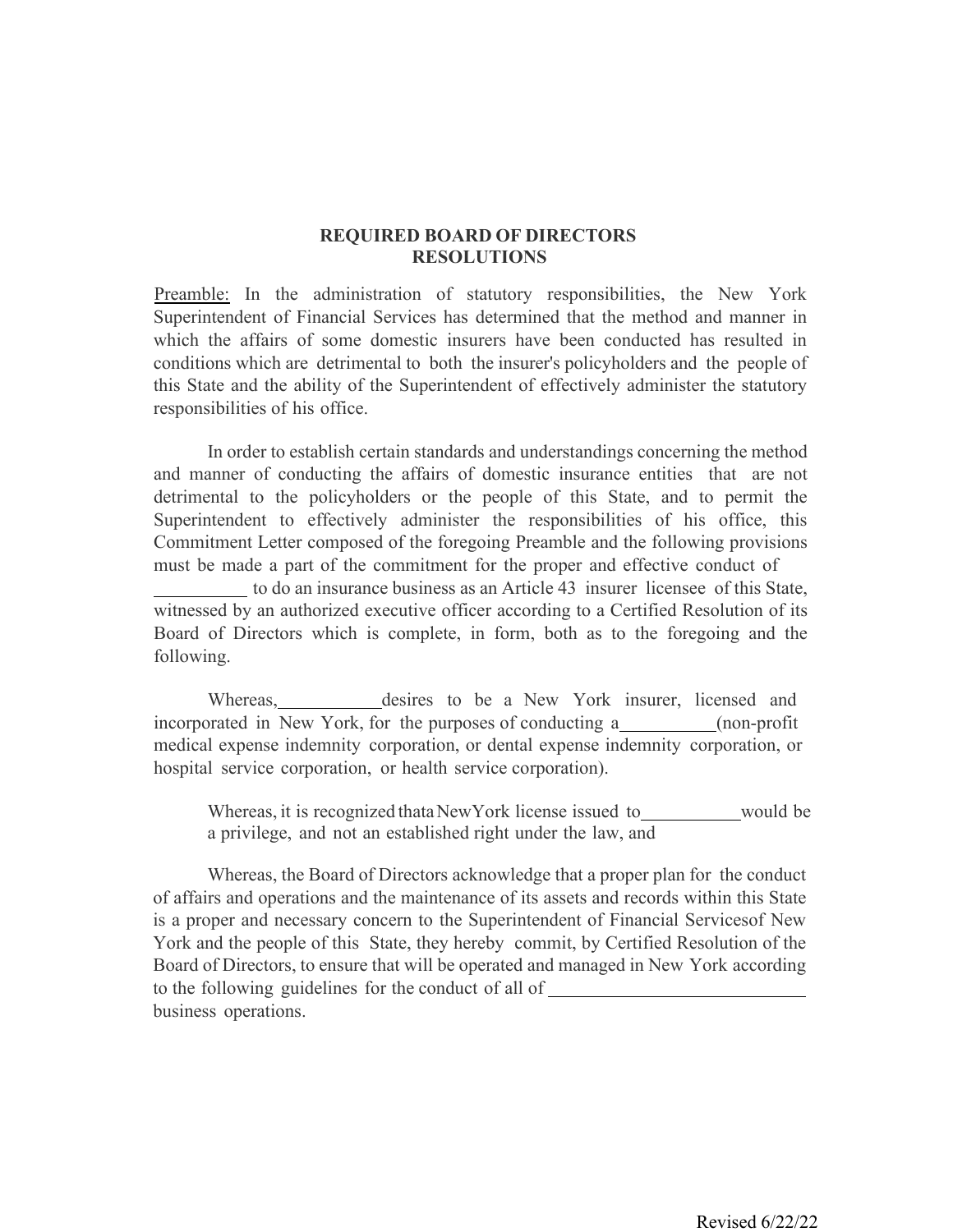## REQUIRED BOARD OF DIRECTORS RESOLUTIONS

Preamble: In the administration of statutory responsibilities, the New York Superintendent of Financial Services has determined that the method and manner in which the affairs of some domestic insurers have been conducted has resulted in conditions which are detrimental to both the insurer's policyholders and the people of this State and the ability of the Superintendent of effectively administer the statutory responsibilities of his office.

In order to establish certain standards and understandings concerning the method and manner of conducting the affairs of domestic insurance entities that are not detrimental to the policyholders or the people of this State, and to permit the Superintendent to effectively administer the responsibilities of his office, this Commitment Letter composed of the foregoing Preamble and the following provisions must be made a part of the commitment for the proper and effective conduct of __________ to do an insurance business as an Article 43 insurer licensee of this State, witnessed by an authorized executive officer according to a Certified Resolution of its Board of Directors which is complete, in form, both as to the foregoing and the following.

Whereas, __________ desires to be a New York insurer, licensed and incorporated in New York, for the purposes of conducting a __________ (non-profit medical expense indemnity corporation, or dental expense indemnity corporation, or hospital service corporation, or health service corporation).

Whereas, it is recognized thata NewYork license issued to __________ would be a privilege, and not an established right under the law, and

Whereas, the Board of Directors acknowledge that a proper plan for the conduct of affairs and operations and the maintenance of its assets and records within this State is a proper and necessary concern to the Superintendent of Financial Servicesof New York and the people of this State, they hereby commit, by Certified Resolution of the Board of Directors, to ensure that will be operated and managed in New York according to the following guidelines for the conduct of all of __________________________ business operations.

Revised 6/22/22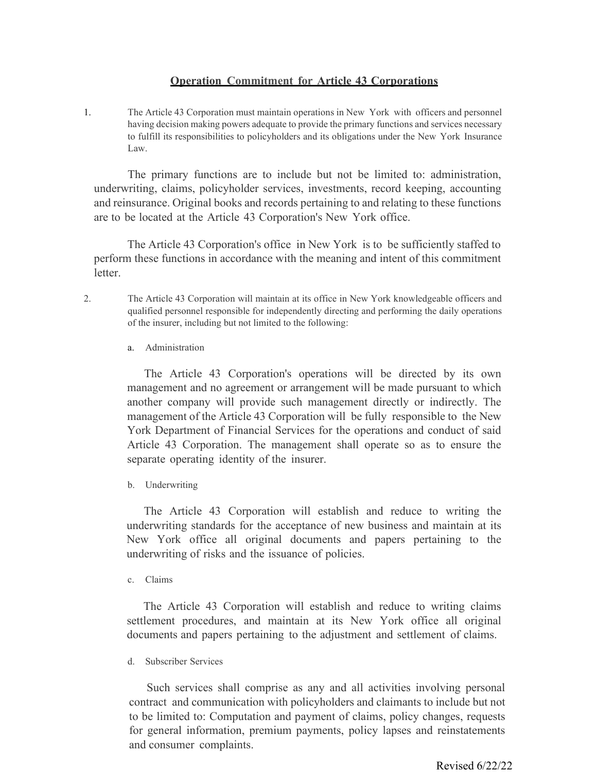## Operation Commitment for Article 43 Corporations

1. The Article 43 Corporation must maintain operations in New York with officers and personnel having decision making powers adequate to provide the primary functions and services necessary to fulfill its responsibilities to policyholders and its obligations under the New York Insurance Law.

   The primary functions are to include but not be limited to: administration, underwriting, claims, policyholder services, investments, record keeping, accounting and reinsurance. Original books and records pertaining to and relating to these functions are to be located at the Article 43 Corporation's New York office.

   The Article 43 Corporation's office in New York is to be sufficiently staffed to perform these functions in accordance with the meaning and intent of this commitment letter.

2. The Article 43 Corporation will maintain at its office in New York knowledgeable officers and qualified personnel responsible for independently directing and performing the daily operations of the insurer, including but not limited to the following:

   a. Administration

   The Article 43 Corporation's operations will be directed by its own management and no agreement or arrangement will be made pursuant to which another company will provide such management directly or indirectly. The management of the Article 43 Corporation will be fully responsible to the New York Department of Financial Services for the operations and conduct of said Article 43 Corporation. The management shall operate so as to ensure the separate operating identity of the insurer.

   b. Underwriting

   The Article 43 Corporation will establish and reduce to writing the underwriting standards for the acceptance of new business and maintain at its New York office all original documents and papers pertaining to the underwriting of risks and the issuance of policies.

   c. Claims

   The Article 43 Corporation will establish and reduce to writing claims settlement procedures, and maintain at its New York office all original documents and papers pertaining to the adjustment and settlement of claims.

   d. Subscriber Services

   Such services shall comprise as any and all activities involving personal contract and communication with policyholders and claimants to include but not to be limited to: Computation and payment of claims, policy changes, requests for general information, premium payments, policy lapses and reinstatements and consumer complaints.

Revised 6/22/22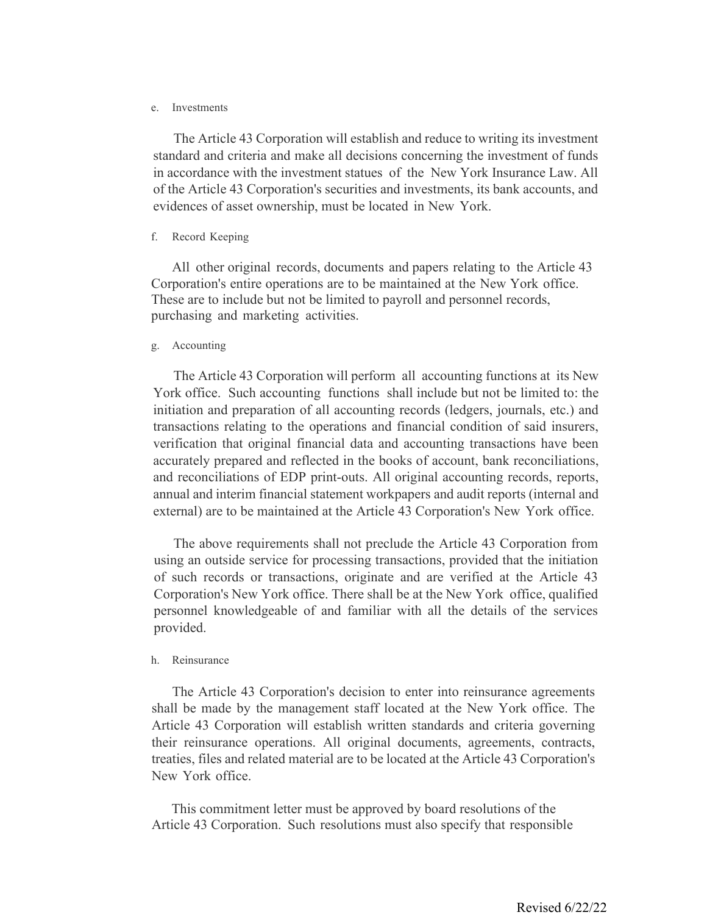e. Investments

The Article 43 Corporation will establish and reduce to writing its investment standard and criteria and make all decisions concerning the investment of funds in accordance with the investment statues of the New York Insurance Law. All of the Article 43 Corporation's securities and investments, its bank accounts, and evidences of asset ownership, must be located in New York.

f. Record Keeping

All other original records, documents and papers relating to the Article 43 Corporation's entire operations are to be maintained at the New York office. These are to include but not be limited to payroll and personnel records, purchasing and marketing activities.

g. Accounting

The Article 43 Corporation will perform all accounting functions at its New York office. Such accounting functions shall include but not be limited to: the initiation and preparation of all accounting records (ledgers, journals, etc.) and transactions relating to the operations and financial condition of said insurers, verification that original financial data and accounting transactions have been accurately prepared and reflected in the books of account, bank reconciliations, and reconciliations of EDP print-outs. All original accounting records, reports, annual and interim financial statement workpapers and audit reports (internal and external) are to be maintained at the Article 43 Corporation's New York office.

The above requirements shall not preclude the Article 43 Corporation from using an outside service for processing transactions, provided that the initiation of such records or transactions, originate and are verified at the Article 43 Corporation's New York office. There shall be at the New York office, qualified personnel knowledgeable of and familiar with all the details of the services provided.

h. Reinsurance

The Article 43 Corporation's decision to enter into reinsurance agreements shall be made by the management staff located at the New York office. The Article 43 Corporation will establish written standards and criteria governing their reinsurance operations. All original documents, agreements, contracts, treaties, files and related material are to be located at the Article 43 Corporation's New York office.

This commitment letter must be approved by board resolutions of the Article 43 Corporation. Such resolutions must also specify that responsible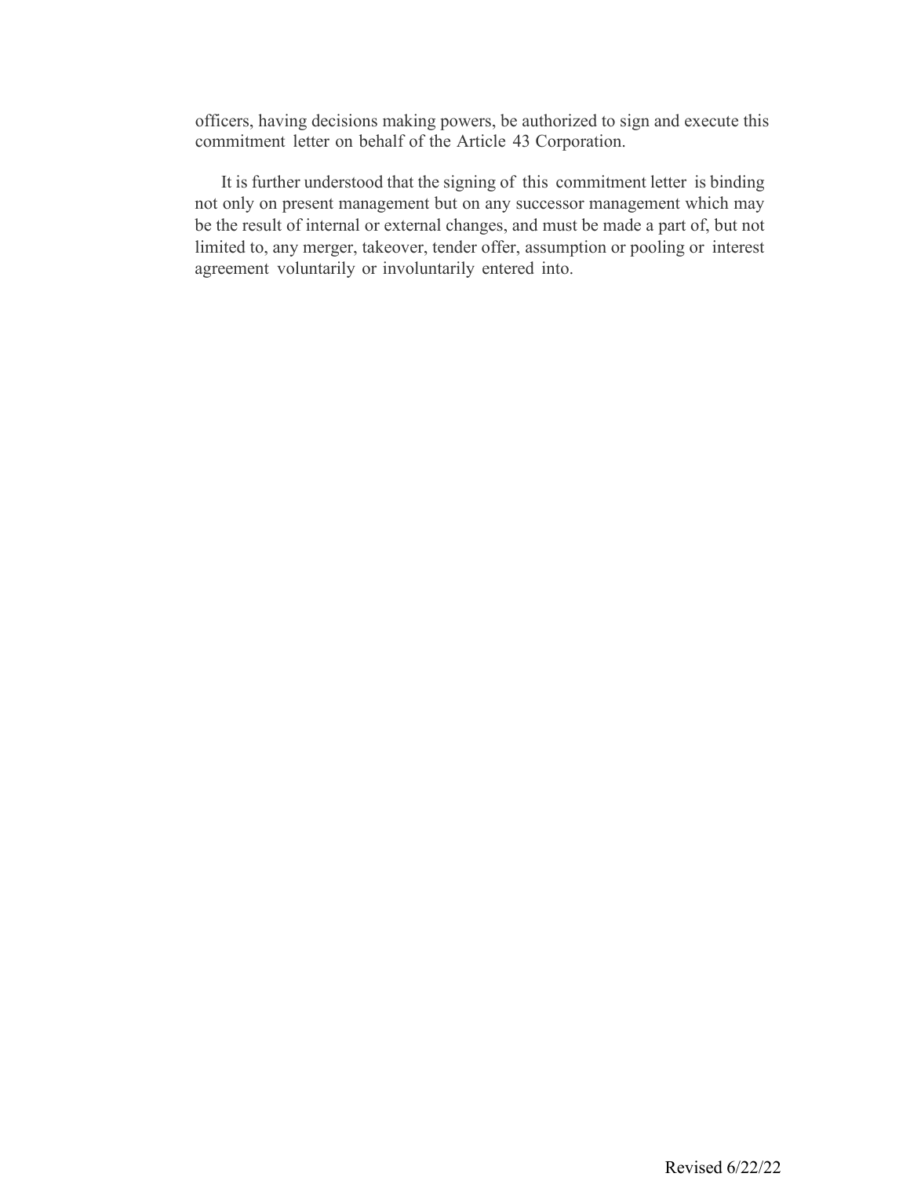officers, having decisions making powers, be authorized to sign and execute this commitment letter on behalf of the Article 43 Corporation.

It is further understood that the signing of this commitment letter is binding not only on present management but on any successor management which may be the result of internal or external changes, and must be made a part of, but not limited to, any merger, takeover, tender offer, assumption or pooling or interest agreement voluntarily or involuntarily entered into.

Revised 6/22/22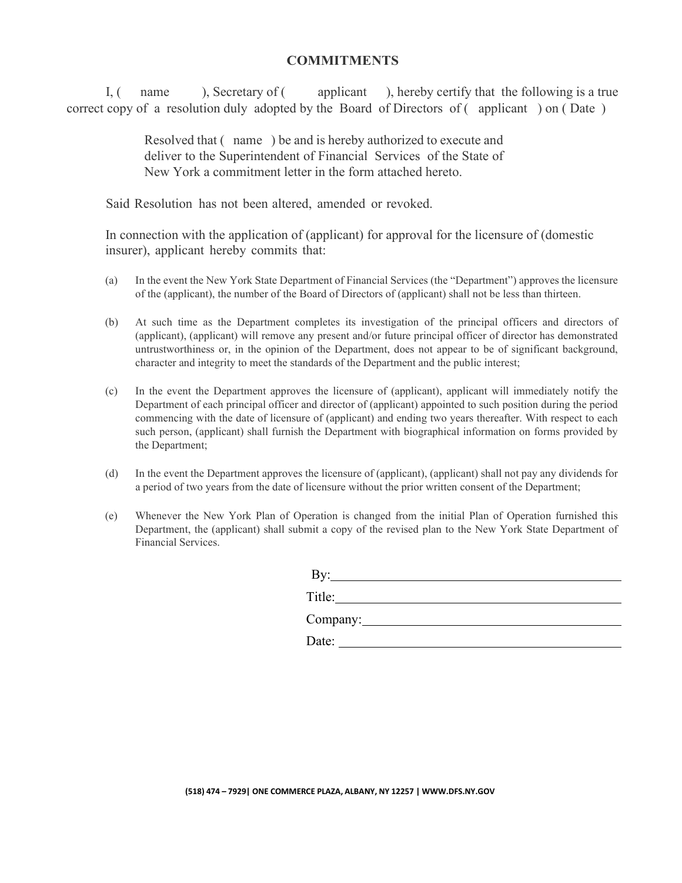## COMMITMENTS

I, ( name ), Secretary of ( applicant ), hereby certify that the following is a true correct copy of a resolution duly adopted by the Board of Directors of ( applicant ) on ( Date )

> Resolved that ( name ) be and is hereby authorized to execute and deliver to the Superintendent of Financial Services of the State of New York a commitment letter in the form attached hereto.

Said Resolution has not been altered, amended or revoked.

In connection with the application of (applicant) for approval for the licensure of (domestic insurer), applicant hereby commits that:

(a) In the event the New York State Department of Financial Services (the "Department") approves the licensure of the (applicant), the number of the Board of Directors of (applicant) shall not be less than thirteen.

(b) At such time as the Department completes its investigation of the principal officers and directors of (applicant), (applicant) will remove any present and/or future principal officer of director has demonstrated untrustworthiness or, in the opinion of the Department, does not appear to be of significant background, character and integrity to meet the standards of the Department and the public interest;

(c) In the event the Department approves the licensure of (applicant), applicant will immediately notify the Department of each principal officer and director of (applicant) appointed to such position during the period commencing with the date of licensure of (applicant) and ending two years thereafter. With respect to each such person, (applicant) shall furnish the Department with biographical information on forms provided by the Department;

(d) In the event the Department approves the licensure of (applicant), (applicant) shall not pay any dividends for a period of two years from the date of licensure without the prior written consent of the Department;

(e) Whenever the New York Plan of Operation is changed from the initial Plan of Operation furnished this Department, the (applicant) shall submit a copy of the revised plan to the New York State Department of Financial Services.

By: \_\_\_\_\_\_\_\_\_\_\_\_\_\_\_\_\_\_\_\_\_\_\_\_\_\_\_\_

Title: \_\_\_\_\_\_\_\_\_\_\_\_\_\_\_\_\_\_\_\_\_\_\_\_\_\_\_\_

Company: \_\_\_\_\_\_\_\_\_\_\_\_\_\_\_\_\_\_\_\_\_\_\_\_\_\_\_\_

Date: \_\_\_\_\_\_\_\_\_\_\_\_\_\_\_\_\_\_\_\_\_\_\_\_\_\_\_\_